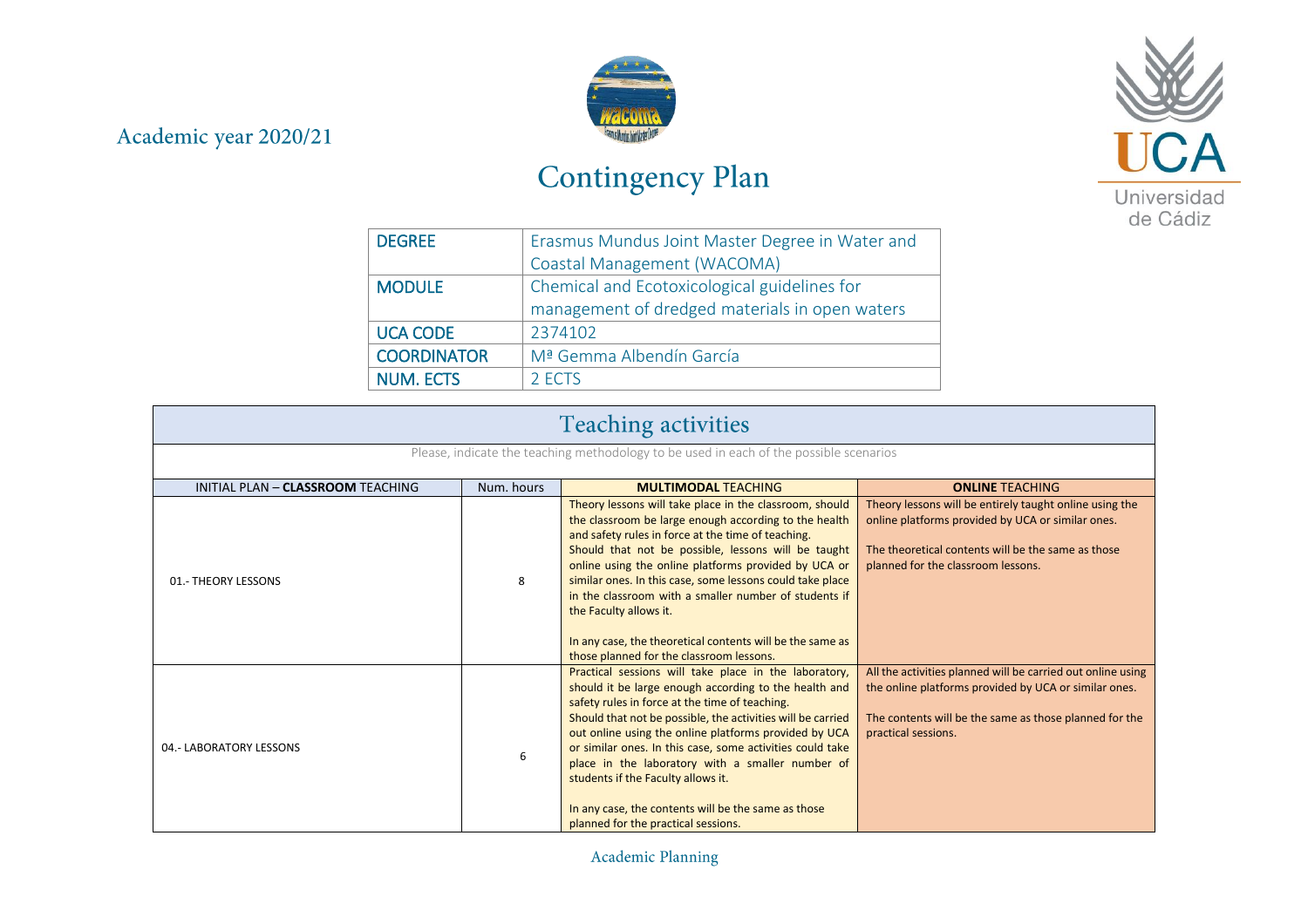Academic year 2020/21

# Contingency Plan

| DEGREE | Erasmus Mundus Joint Master Degree in Water and Coastal Management (WACOMA) |
|---|---|
| MODULE | Chemical and Ecotoxicological guidelines for management of dredged materials in open waters |
| UCA CODE | 2374102 |
| COORDINATOR | Mª Gemma Albendín García |
| NUM. ECTS | 2 ECTS |

## Teaching activities

Please, indicate the teaching methodology to be used in each of the possible scenarios

| INITIAL PLAN – **CLASSROOM** TEACHING | Num. hours | **MULTIMODAL** TEACHING | **ONLINE** TEACHING |
|---|---|---|---|
| 01.- THEORY LESSONS | 8 | Theory lessons will take place in the classroom, should the classroom be large enough according to the health and safety rules in force at the time of teaching.<br>Should that not be possible, lessons will be taught online using the online platforms provided by UCA or similar ones. In this case, some lessons could take place in the classroom with a smaller number of students if the Faculty allows it.<br><br>In any case, the theoretical contents will be the same as those planned for the classroom lessons. | Theory lessons will be entirely taught online using the online platforms provided by UCA or similar ones.<br><br>The theoretical contents will be the same as those planned for the classroom lessons. |
| 04.- LABORATORY LESSONS | 6 | Practical sessions will take place in the laboratory, should it be large enough according to the health and safety rules in force at the time of teaching.<br>Should that not be possible, the activities will be carried out online using the online platforms provided by UCA or similar ones. In this case, some activities could take place in the laboratory with a smaller number of students if the Faculty allows it.<br><br>In any case, the contents will be the same as those planned for the practical sessions. | All the activities planned will be carried out online using the online platforms provided by UCA or similar ones.<br><br>The contents will be the same as those planned for the practical sessions. |

Academic Planning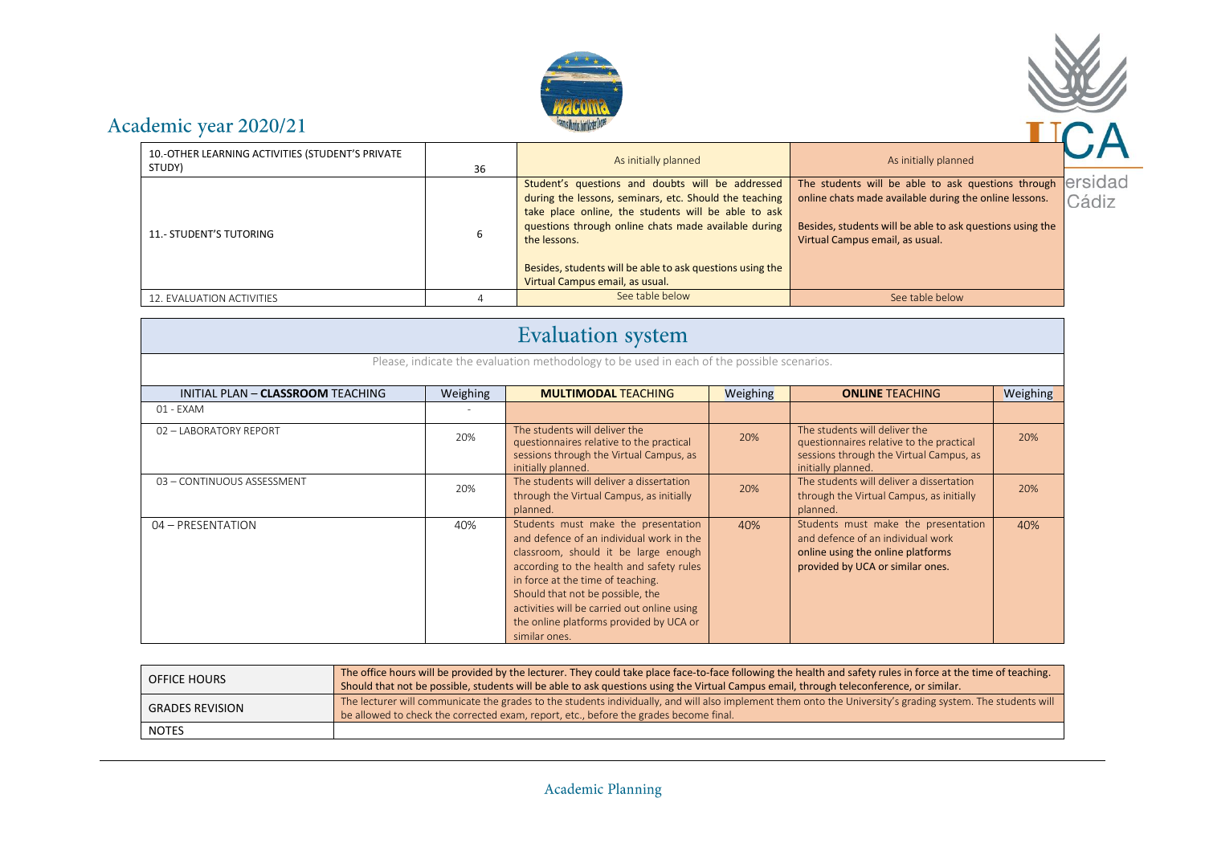| | | | |
|---|---|---|---|
| 10.-OTHER LEARNING ACTIVITIES (STUDENT'S PRIVATE STUDY) | 36 | As initially planned | As initially planned |
| 11.- STUDENT'S TUTORING | 6 | Student's questions and doubts will be addressed during the lessons, seminars, etc. Should the teaching take place online, the students will be able to ask questions through online chats made available during the lessons. Besides, students will be able to ask questions using the Virtual Campus email, as usual. | The students will be able to ask questions through online chats made available during the online lessons. Besides, students will be able to ask questions using the Virtual Campus email, as usual. |
| 12. EVALUATION ACTIVITIES | 4 | See table below | See table below |

# Evaluation system

Please, indicate the evaluation methodology to be used in each of the possible scenarios.

| INITIAL PLAN – **CLASSROOM** TEACHING | Weighing | **MULTIMODAL** TEACHING | Weighing | **ONLINE** TEACHING | Weighing |
|---|---|---|---|---|---|
| 01 - EXAM | - | | | | |
| 02 – LABORATORY REPORT | 20% | The students will deliver the questionnaires relative to the practical sessions through the Virtual Campus, as initially planned. | 20% | The students will deliver the questionnaires relative to the practical sessions through the Virtual Campus, as initially planned. | 20% |
| 03 – CONTINUOUS ASSESSMENT | 20% | The students will deliver a dissertation through the Virtual Campus, as initially planned. | 20% | The students will deliver a dissertation through the Virtual Campus, as initially planned. | 20% |
| 04 – PRESENTATION | 40% | Students must make the presentation and defence of an individual work in the classroom, should it be large enough according to the health and safety rules in force at the time of teaching. Should that not be possible, the activities will be carried out online using the online platforms provided by UCA or similar ones. | 40% | Students must make the presentation and defence of an individual work online using the online platforms provided by UCA or similar ones. | 40% |

| | |
|---|---|
| OFFICE HOURS | The office hours will be provided by the lecturer. They could take place face-to-face following the health and safety rules in force at the time of teaching. Should that not be possible, students will be able to ask questions using the Virtual Campus email, through teleconference, or similar. |
| GRADES REVISION | The lecturer will communicate the grades to the students individually, and will also implement them onto the University's grading system. The students will be allowed to check the corrected exam, report, etc., before the grades become final. |
| NOTES | |